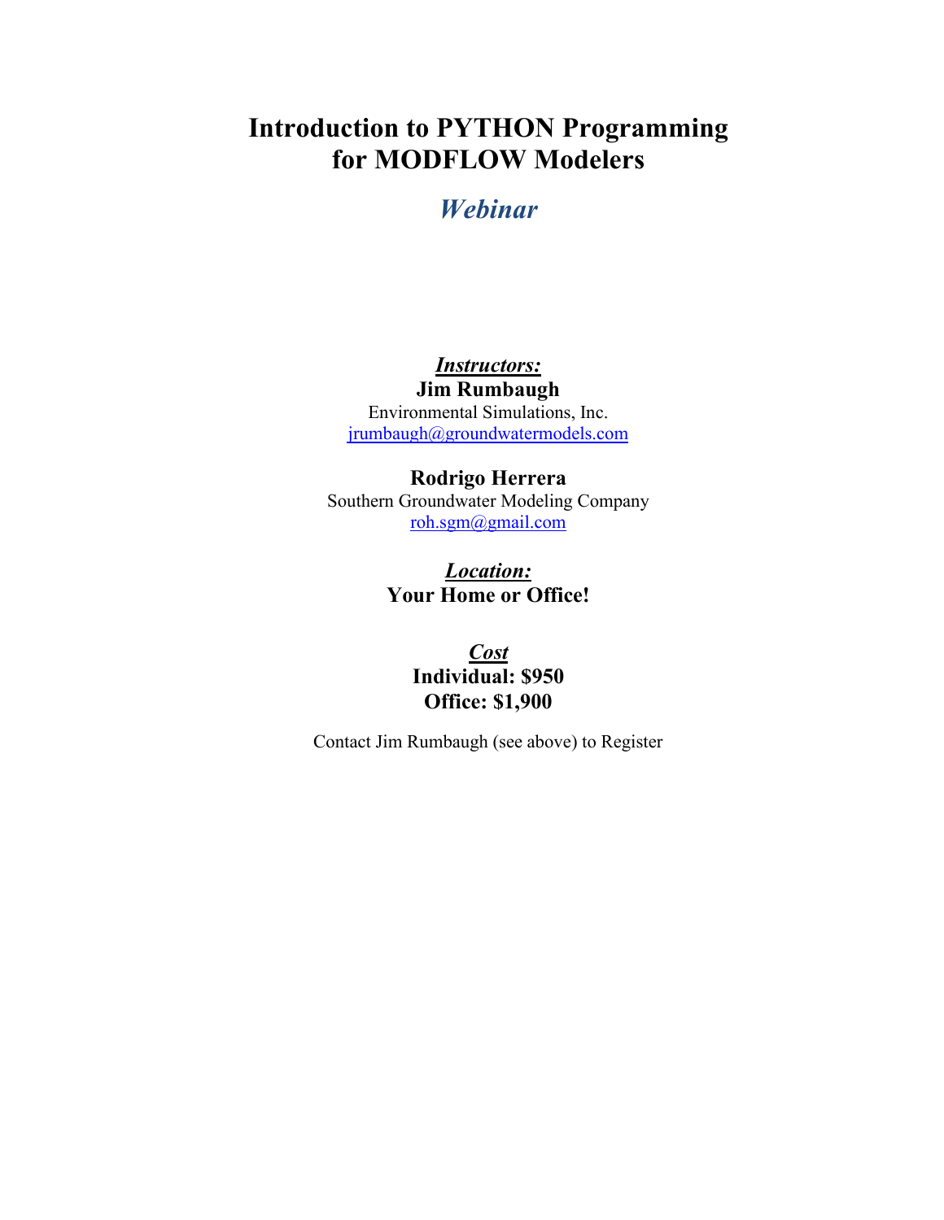# Introduction to PYTHON Programming for MODFLOW Modelers

## *Webinar*

***Instructors:***

**Jim Rumbaugh**

Environmental Simulations, Inc.

jrumbaugh@groundwatermodels.com

**Rodrigo Herrera**

Southern Groundwater Modeling Company

roh.sgm@gmail.com

***Location:***

**Your Home or Office!**

***Cost***

**Individual: $950**

**Office: $1,900**

Contact Jim Rumbaugh (see above) to Register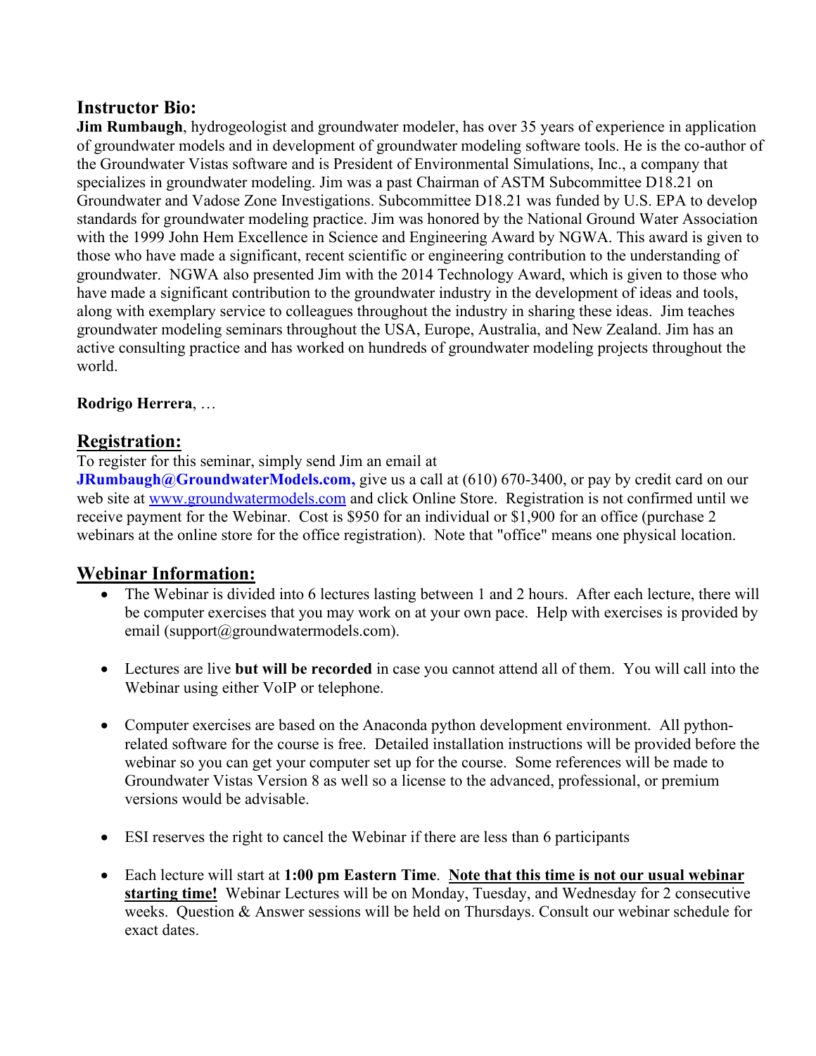## Instructor Bio:

**Jim Rumbaugh**, hydrogeologist and groundwater modeler, has over 35 years of experience in application of groundwater models and in development of groundwater modeling software tools. He is the co-author of the Groundwater Vistas software and is President of Environmental Simulations, Inc., a company that specializes in groundwater modeling. Jim was a past Chairman of ASTM Subcommittee D18.21 on Groundwater and Vadose Zone Investigations. Subcommittee D18.21 was funded by U.S. EPA to develop standards for groundwater modeling practice. Jim was honored by the National Ground Water Association with the 1999 John Hem Excellence in Science and Engineering Award by NGWA. This award is given to those who have made a significant, recent scientific or engineering contribution to the understanding of groundwater. NGWA also presented Jim with the 2014 Technology Award, which is given to those who have made a significant contribution to the groundwater industry in the development of ideas and tools, along with exemplary service to colleagues throughout the industry in sharing these ideas. Jim teaches groundwater modeling seminars throughout the USA, Europe, Australia, and New Zealand. Jim has an active consulting practice and has worked on hundreds of groundwater modeling projects throughout the world.

**Rodrigo Herrera**, …

## Registration:

To register for this seminar, simply send Jim an email at **JRumbaugh@GroundwaterModels.com,** give us a call at (610) 670-3400, or pay by credit card on our web site at [www.groundwatermodels.com](http://www.groundwatermodels.com) and click Online Store. Registration is not confirmed until we receive payment for the Webinar. Cost is $950 for an individual or $1,900 for an office (purchase 2 webinars at the online store for the office registration). Note that "office" means one physical location.

## Webinar Information:

- The Webinar is divided into 6 lectures lasting between 1 and 2 hours. After each lecture, there will be computer exercises that you may work on at your own pace. Help with exercises is provided by email (support@groundwatermodels.com).
- Lectures are live **but will be recorded** in case you cannot attend all of them. You will call into the Webinar using either VoIP or telephone.
- Computer exercises are based on the Anaconda python development environment. All python-related software for the course is free. Detailed installation instructions will be provided before the webinar so you can get your computer set up for the course. Some references will be made to Groundwater Vistas Version 8 as well so a license to the advanced, professional, or premium versions would be advisable.
- ESI reserves the right to cancel the Webinar if there are less than 6 participants
- Each lecture will start at **1:00 pm Eastern Time**. **Note that this time is not our usual webinar starting time!** Webinar Lectures will be on Monday, Tuesday, and Wednesday for 2 consecutive weeks. Question & Answer sessions will be held on Thursdays. Consult our webinar schedule for exact dates.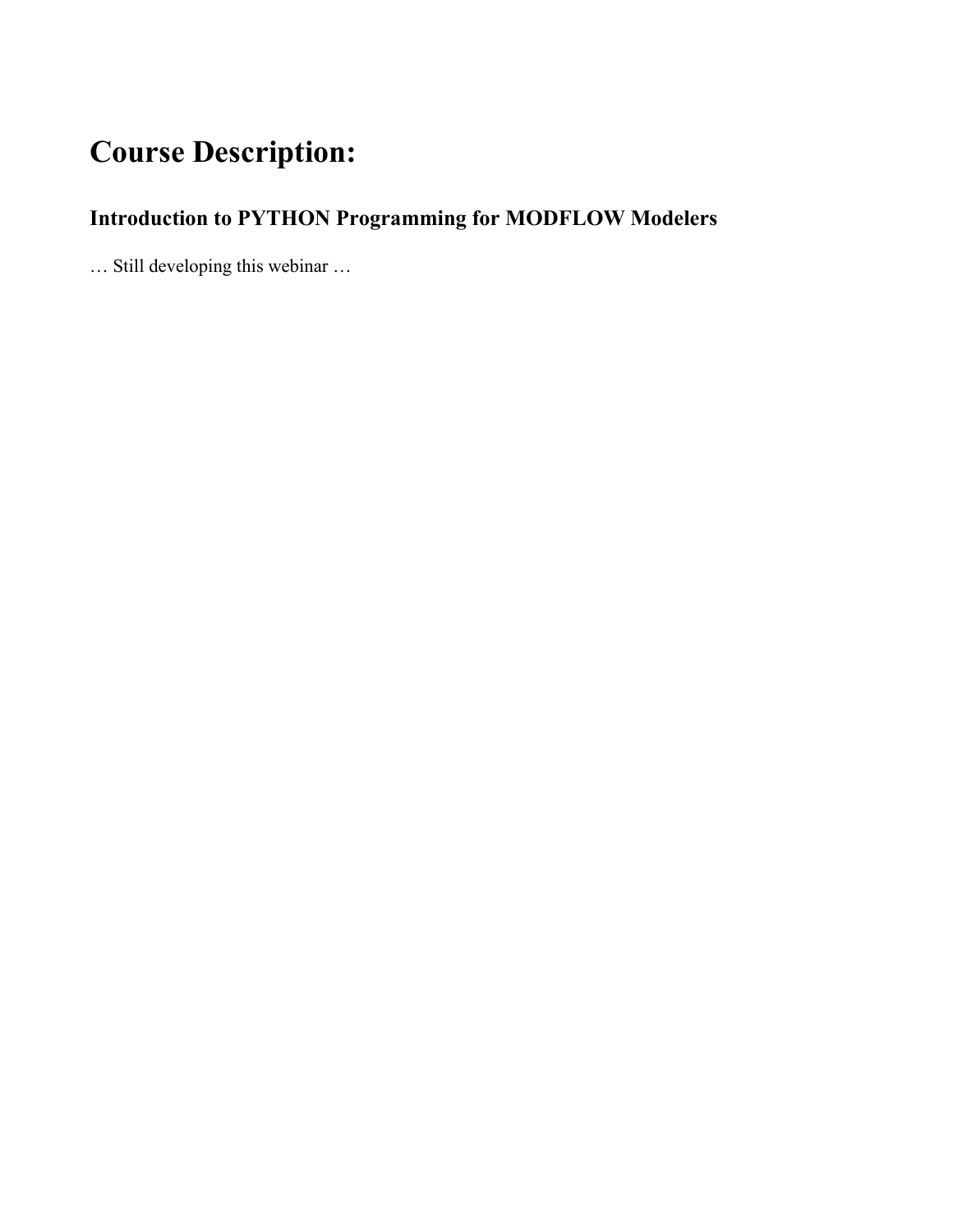# Course Description:

## Introduction to PYTHON Programming for MODFLOW Modelers

… Still developing this webinar …